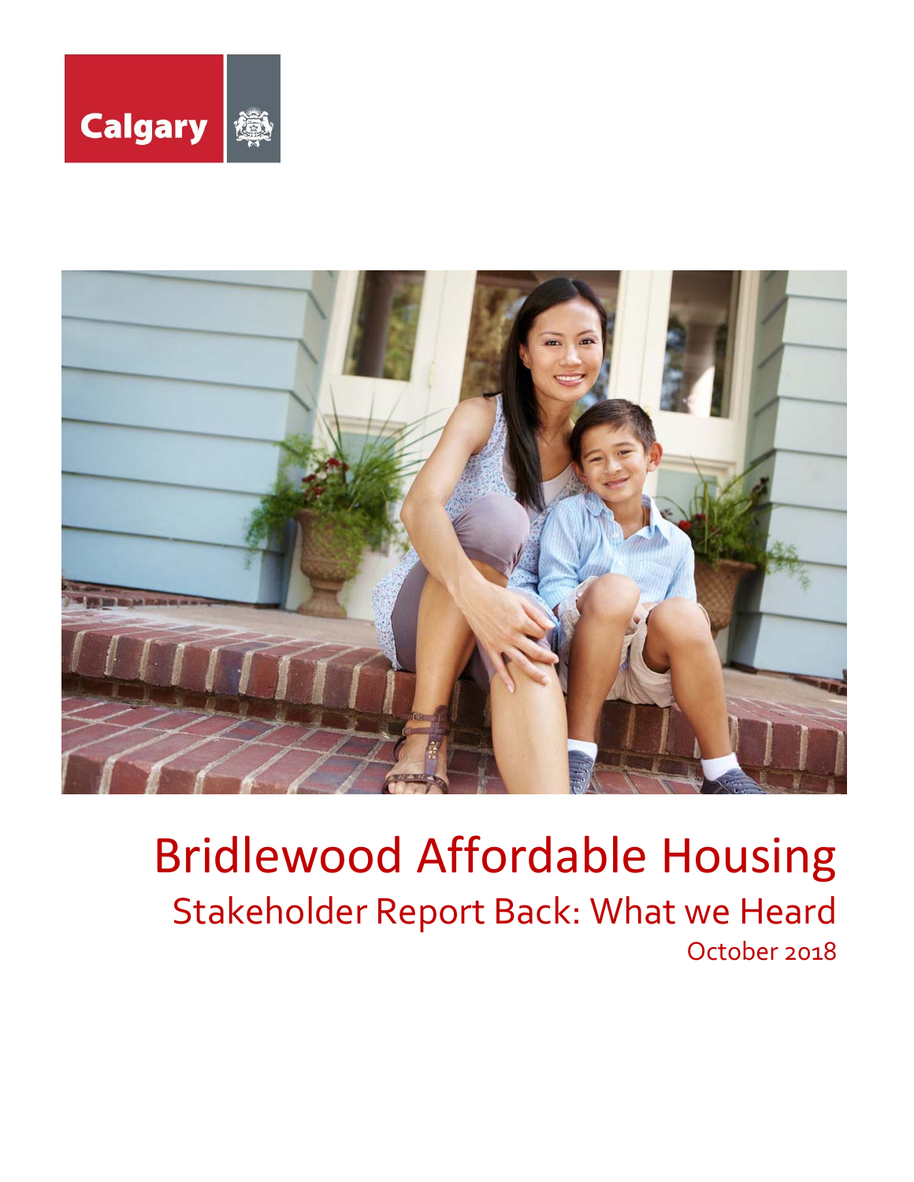Calgary

# Bridlewood Affordable Housing

## Stakeholder Report Back: What we Heard

October 2018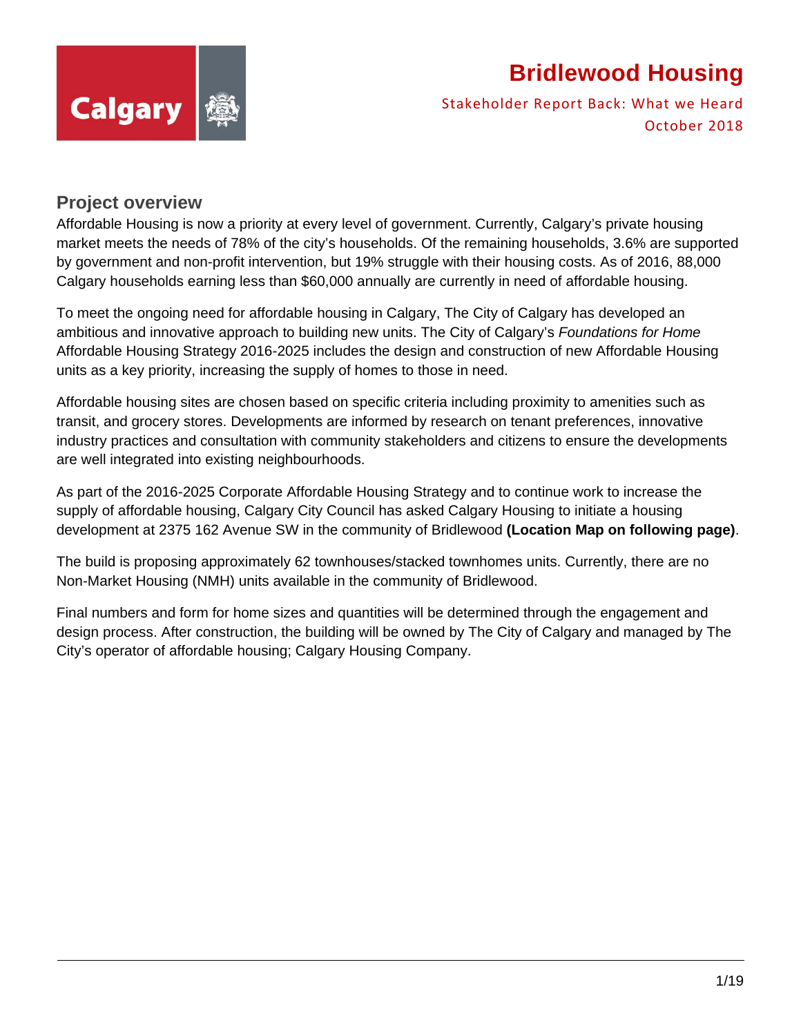# Bridlewood Housing

Stakeholder Report Back: What we Heard
October 2018

## Project overview

Affordable Housing is now a priority at every level of government. Currently, Calgary's private housing market meets the needs of 78% of the city's households. Of the remaining households, 3.6% are supported by government and non-profit intervention, but 19% struggle with their housing costs. As of 2016, 88,000 Calgary households earning less than $60,000 annually are currently in need of affordable housing.

To meet the ongoing need for affordable housing in Calgary, The City of Calgary has developed an ambitious and innovative approach to building new units. The City of Calgary's *Foundations for Home* Affordable Housing Strategy 2016-2025 includes the design and construction of new Affordable Housing units as a key priority, increasing the supply of homes to those in need.

Affordable housing sites are chosen based on specific criteria including proximity to amenities such as transit, and grocery stores. Developments are informed by research on tenant preferences, innovative industry practices and consultation with community stakeholders and citizens to ensure the developments are well integrated into existing neighbourhoods.

As part of the 2016-2025 Corporate Affordable Housing Strategy and to continue work to increase the supply of affordable housing, Calgary City Council has asked Calgary Housing to initiate a housing development at 2375 162 Avenue SW in the community of Bridlewood **(Location Map on following page)**.

The build is proposing approximately 62 townhouses/stacked townhomes units. Currently, there are no Non-Market Housing (NMH) units available in the community of Bridlewood.

Final numbers and form for home sizes and quantities will be determined through the engagement and design process. After construction, the building will be owned by The City of Calgary and managed by The City's operator of affordable housing; Calgary Housing Company.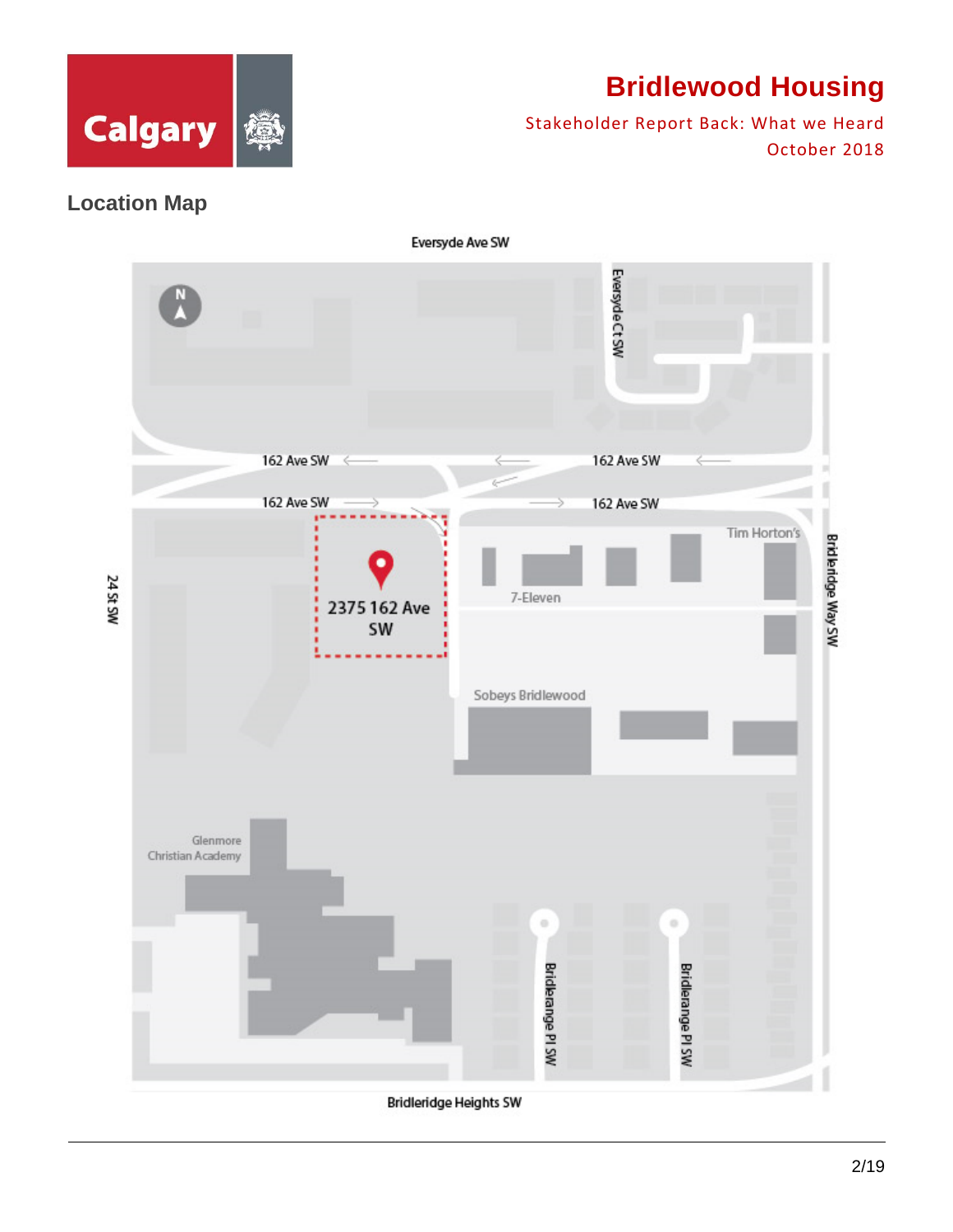## Location Map

Eversyde Ave SW

Eversyde Ct SW

162 Ave SW

162 Ave SW

162 Ave SW

162 Ave SW

Tim Horton's

24 St SW

2375 162 Ave SW

7-Eleven

Bridleridge Way SW

Sobeys Bridlewood

Glenmore Christian Academy

Bridlerange Pl SW

Bridlerange Pl SW

Bridleridge Heights SW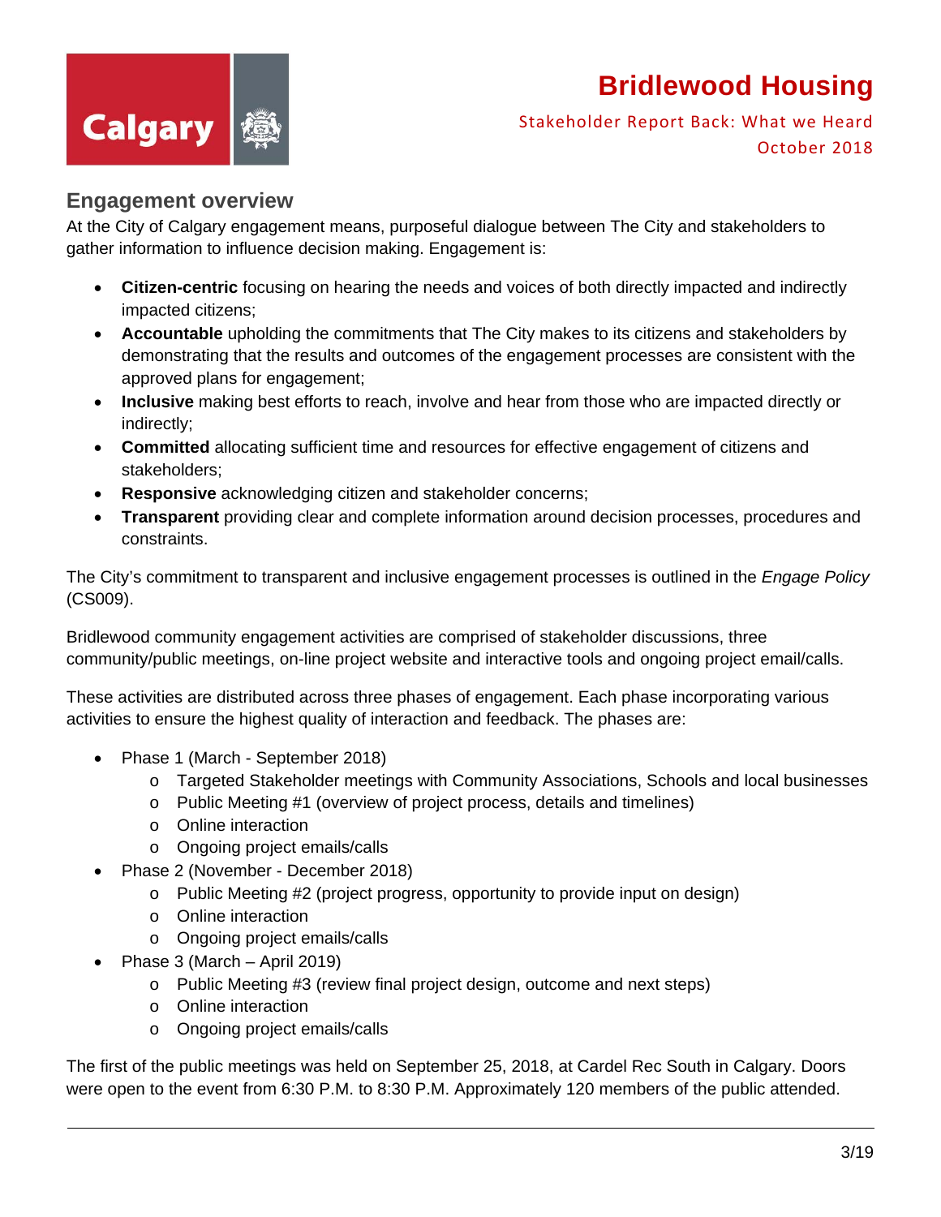## Engagement overview

At the City of Calgary engagement means, purposeful dialogue between The City and stakeholders to gather information to influence decision making. Engagement is:

- **Citizen-centric** focusing on hearing the needs and voices of both directly impacted and indirectly impacted citizens;
- **Accountable** upholding the commitments that The City makes to its citizens and stakeholders by demonstrating that the results and outcomes of the engagement processes are consistent with the approved plans for engagement;
- **Inclusive** making best efforts to reach, involve and hear from those who are impacted directly or indirectly;
- **Committed** allocating sufficient time and resources for effective engagement of citizens and stakeholders;
- **Responsive** acknowledging citizen and stakeholder concerns;
- **Transparent** providing clear and complete information around decision processes, procedures and constraints.

The City's commitment to transparent and inclusive engagement processes is outlined in the *Engage Policy* (CS009).

Bridlewood community engagement activities are comprised of stakeholder discussions, three community/public meetings, on-line project website and interactive tools and ongoing project email/calls.

These activities are distributed across three phases of engagement. Each phase incorporating various activities to ensure the highest quality of interaction and feedback. The phases are:

- Phase 1 (March - September 2018)
  - Targeted Stakeholder meetings with Community Associations, Schools and local businesses
  - Public Meeting #1 (overview of project process, details and timelines)
  - Online interaction
  - Ongoing project emails/calls
- Phase 2 (November - December 2018)
  - Public Meeting #2 (project progress, opportunity to provide input on design)
  - Online interaction
  - Ongoing project emails/calls
- Phase 3 (March – April 2019)
  - Public Meeting #3 (review final project design, outcome and next steps)
  - Online interaction
  - Ongoing project emails/calls

The first of the public meetings was held on September 25, 2018, at Cardel Rec South in Calgary. Doors were open to the event from 6:30 P.M. to 8:30 P.M. Approximately 120 members of the public attended.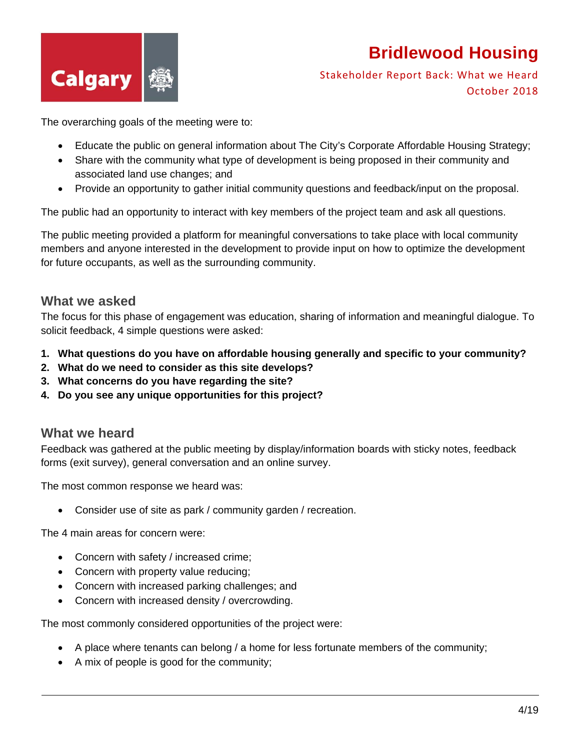The overarching goals of the meeting were to:

- Educate the public on general information about The City's Corporate Affordable Housing Strategy;
- Share with the community what type of development is being proposed in their community and associated land use changes; and
- Provide an opportunity to gather initial community questions and feedback/input on the proposal.

The public had an opportunity to interact with key members of the project team and ask all questions.

The public meeting provided a platform for meaningful conversations to take place with local community members and anyone interested in the development to provide input on how to optimize the development for future occupants, as well as the surrounding community.

## What we asked

The focus for this phase of engagement was education, sharing of information and meaningful dialogue. To solicit feedback, 4 simple questions were asked:

1. **What questions do you have on affordable housing generally and specific to your community?**
2. **What do we need to consider as this site develops?**
3. **What concerns do you have regarding the site?**
4. **Do you see any unique opportunities for this project?**

## What we heard

Feedback was gathered at the public meeting by display/information boards with sticky notes, feedback forms (exit survey), general conversation and an online survey.

The most common response we heard was:

- Consider use of site as park / community garden / recreation.

The 4 main areas for concern were:

- Concern with safety / increased crime;
- Concern with property value reducing;
- Concern with increased parking challenges; and
- Concern with increased density / overcrowding.

The most commonly considered opportunities of the project were:

- A place where tenants can belong / a home for less fortunate members of the community;
- A mix of people is good for the community;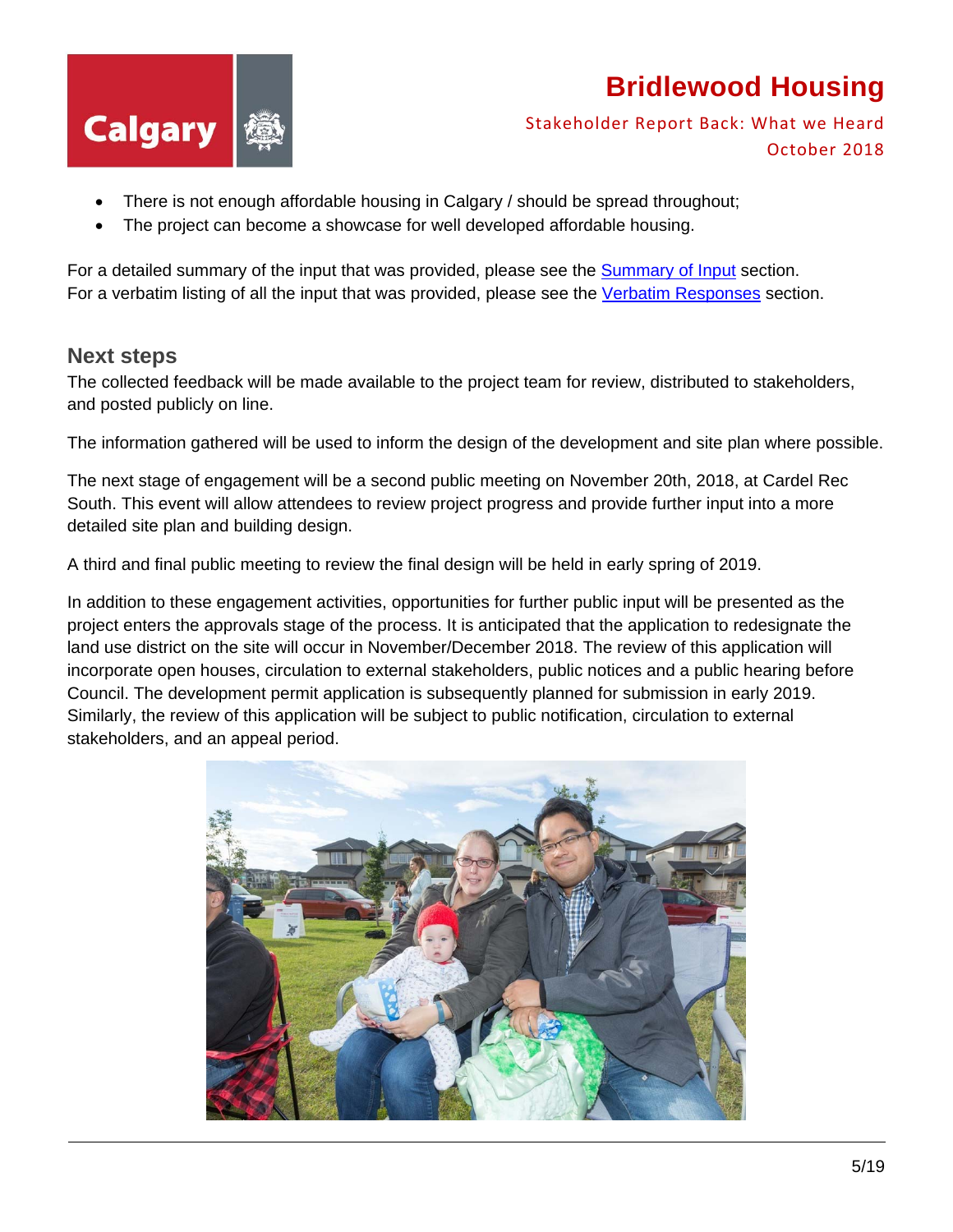- There is not enough affordable housing in Calgary / should be spread throughout;
- The project can become a showcase for well developed affordable housing.

For a detailed summary of the input that was provided, please see the Summary of Input section.
For a verbatim listing of all the input that was provided, please see the Verbatim Responses section.

## Next steps

The collected feedback will be made available to the project team for review, distributed to stakeholders, and posted publicly on line.

The information gathered will be used to inform the design of the development and site plan where possible.

The next stage of engagement will be a second public meeting on November 20th, 2018, at Cardel Rec South. This event will allow attendees to review project progress and provide further input into a more detailed site plan and building design.

A third and final public meeting to review the final design will be held in early spring of 2019.

In addition to these engagement activities, opportunities for further public input will be presented as the project enters the approvals stage of the process. It is anticipated that the application to redesignate the land use district on the site will occur in November/December 2018. The review of this application will incorporate open houses, circulation to external stakeholders, public notices and a public hearing before Council. The development permit application is subsequently planned for submission in early 2019. Similarly, the review of this application will be subject to public notification, circulation to external stakeholders, and an appeal period.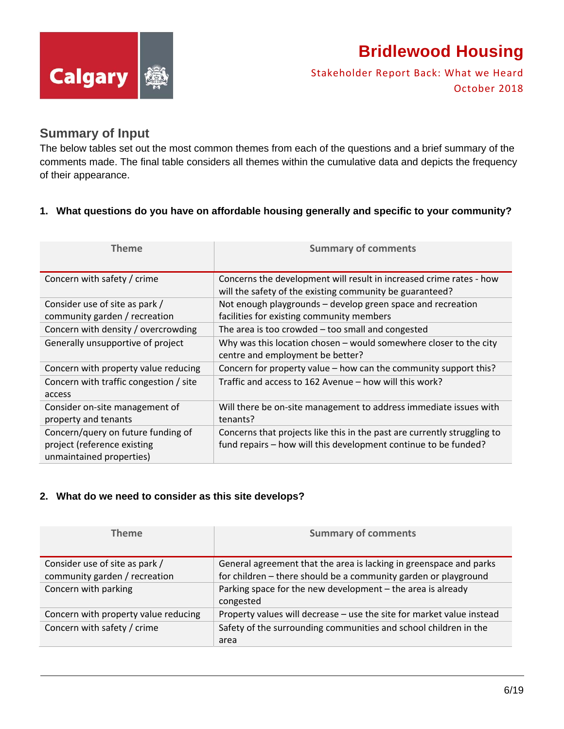# Bridlewood Housing

Stakeholder Report Back: What we Heard
October 2018

## Summary of Input

The below tables set out the most common themes from each of the questions and a brief summary of the comments made. The final table considers all themes within the cumulative data and depicts the frequency of their appearance.

### 1. What questions do you have on affordable housing generally and specific to your community?

| Theme | Summary of comments |
|---|---|
| Concern with safety / crime | Concerns the development will result in increased crime rates - how will the safety of the existing community be guaranteed? |
| Consider use of site as park / community garden / recreation | Not enough playgrounds – develop green space and recreation facilities for existing community members |
| Concern with density / overcrowding | The area is too crowded – too small and congested |
| Generally unsupportive of project | Why was this location chosen – would somewhere closer to the city centre and employment be better? |
| Concern with property value reducing | Concern for property value – how can the community support this? |
| Concern with traffic congestion / site access | Traffic and access to 162 Avenue – how will this work? |
| Consider on-site management of property and tenants | Will there be on-site management to address immediate issues with tenants? |
| Concern/query on future funding of project (reference existing unmaintained properties) | Concerns that projects like this in the past are currently struggling to fund repairs – how will this development continue to be funded? |

### 2. What do we need to consider as this site develops?

| Theme | Summary of comments |
|---|---|
| Consider use of site as park / community garden / recreation | General agreement that the area is lacking in greenspace and parks for children – there should be a community garden or playground |
| Concern with parking | Parking space for the new development – the area is already congested |
| Concern with property value reducing | Property values will decrease – use the site for market value instead |
| Concern with safety / crime | Safety of the surrounding communities and school children in the area |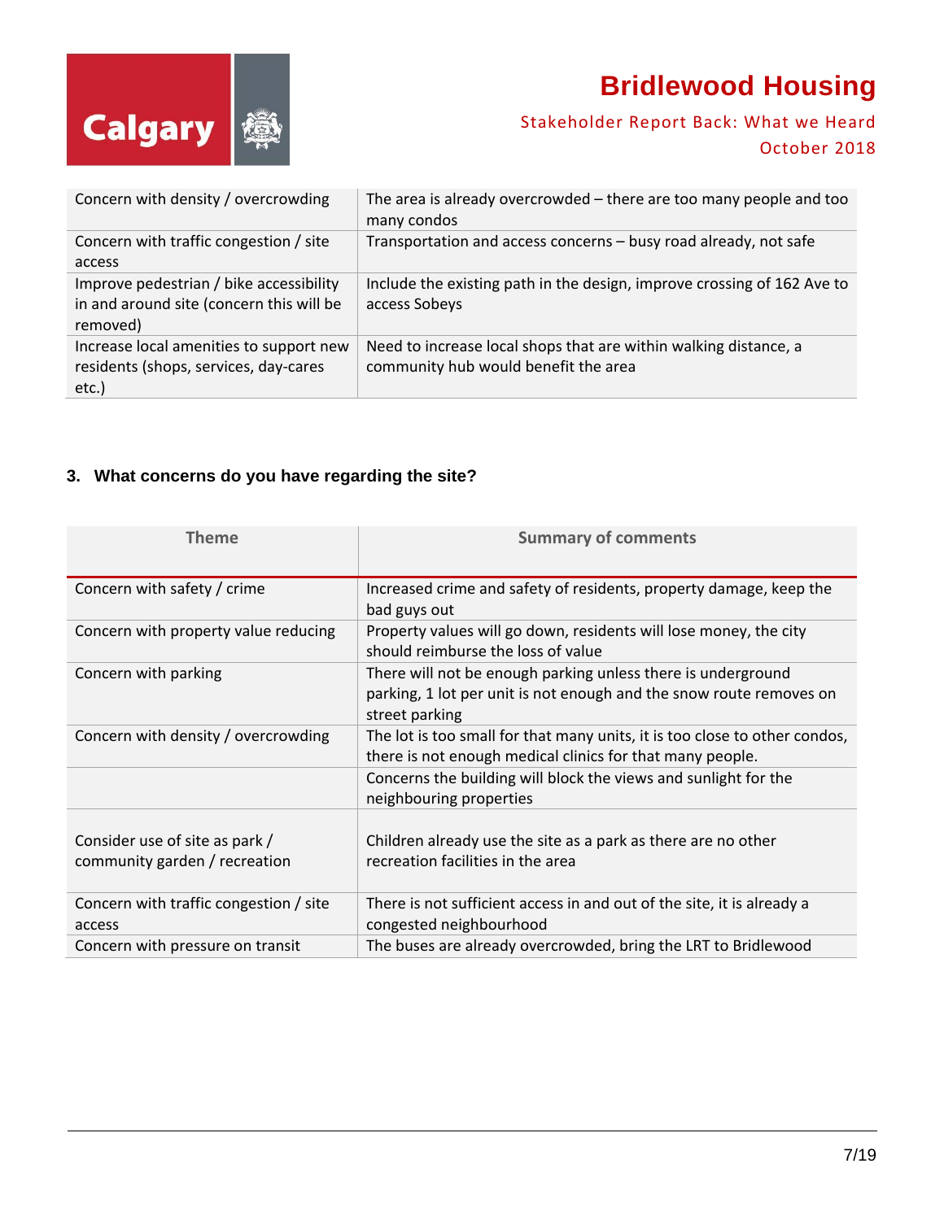| | |
|---|---|
| Concern with density / overcrowding | The area is already overcrowded – there are too many people and too many condos |
| Concern with traffic congestion / site access | Transportation and access concerns – busy road already, not safe |
| Improve pedestrian / bike accessibility in and around site (concern this will be removed) | Include the existing path in the design, improve crossing of 162 Ave to access Sobeys |
| Increase local amenities to support new residents (shops, services, day-cares etc.) | Need to increase local shops that are within walking distance, a community hub would benefit the area |

### 3. What concerns do you have regarding the site?

| Theme | Summary of comments |
|---|---|
| Concern with safety / crime | Increased crime and safety of residents, property damage, keep the bad guys out |
| Concern with property value reducing | Property values will go down, residents will lose money, the city should reimburse the loss of value |
| Concern with parking | There will not be enough parking unless there is underground parking, 1 lot per unit is not enough and the snow route removes on street parking |
| Concern with density / overcrowding | The lot is too small for that many units, it is too close to other condos, there is not enough medical clinics for that many people. |
| | Concerns the building will block the views and sunlight for the neighbouring properties |
| Consider use of site as park / community garden / recreation | Children already use the site as a park as there are no other recreation facilities in the area |
| Concern with traffic congestion / site access | There is not sufficient access in and out of the site, it is already a congested neighbourhood |
| Concern with pressure on transit | The buses are already overcrowded, bring the LRT to Bridlewood |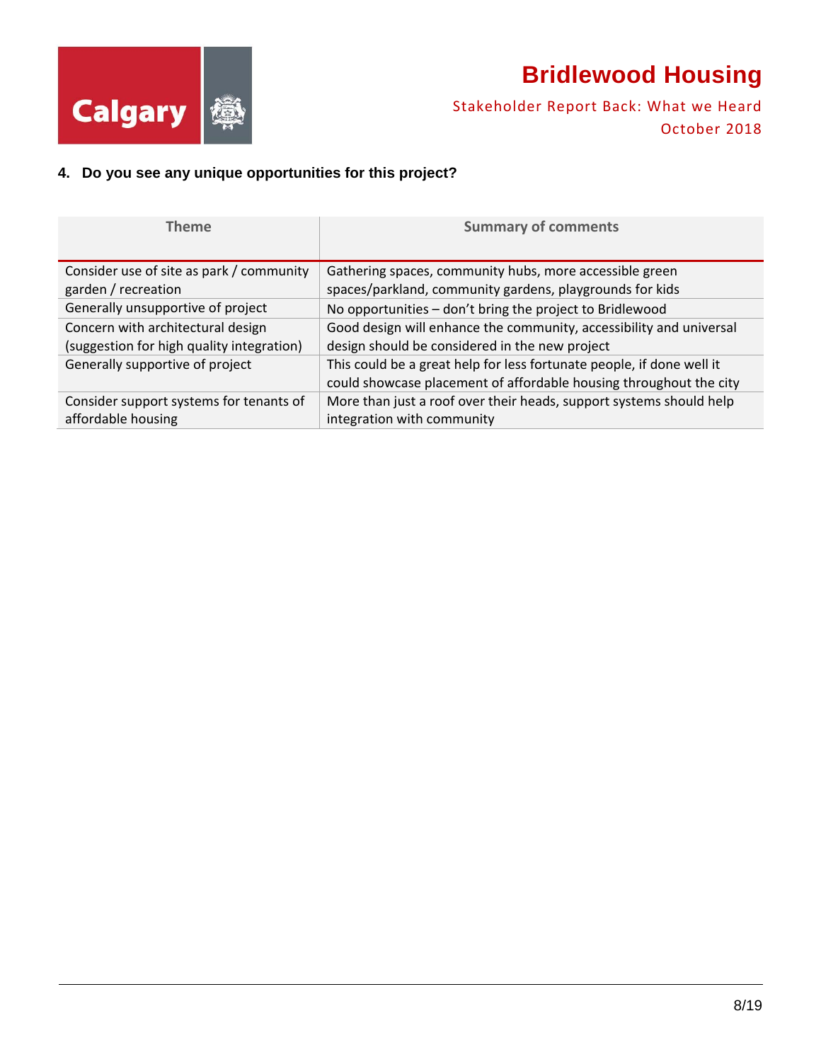### 4. Do you see any unique opportunities for this project?

| Theme | Summary of comments |
| --- | --- |
| Consider use of site as park / community garden / recreation | Gathering spaces, community hubs, more accessible green spaces/parkland, community gardens, playgrounds for kids |
| Generally unsupportive of project | No opportunities – don't bring the project to Bridlewood |
| Concern with architectural design (suggestion for high quality integration) | Good design will enhance the community, accessibility and universal design should be considered in the new project |
| Generally supportive of project | This could be a great help for less fortunate people, if done well it could showcase placement of affordable housing throughout the city |
| Consider support systems for tenants of affordable housing | More than just a roof over their heads, support systems should help integration with community |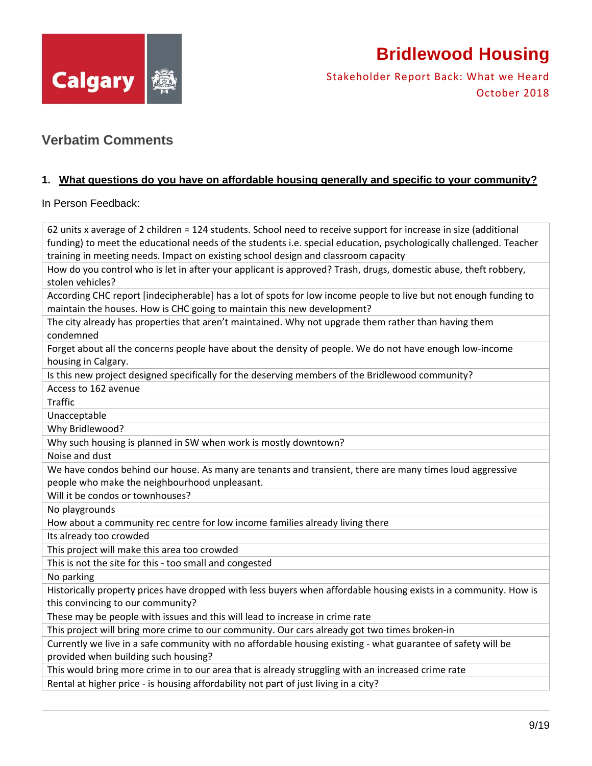# Bridlewood Housing

Stakeholder Report Back: What we Heard
October 2018

## Verbatim Comments

### 1. What questions do you have on affordable housing generally and specific to your community?

In Person Feedback:

| |
|---|
| 62 units x average of 2 children = 124 students. School need to receive support for increase in size (additional funding) to meet the educational needs of the students i.e. special education, psychologically challenged. Teacher training in meeting needs. Impact on existing school design and classroom capacity |
| How do you control who is let in after your applicant is approved? Trash, drugs, domestic abuse, theft robbery, stolen vehicles? |
| According CHC report [indecipherable] has a lot of spots for low income people to live but not enough funding to maintain the houses. How is CHC going to maintain this new development? |
| The city already has properties that aren't maintained. Why not upgrade them rather than having them condemned |
| Forget about all the concerns people have about the density of people. We do not have enough low-income housing in Calgary. |
| Is this new project designed specifically for the deserving members of the Bridlewood community? |
| Access to 162 avenue |
| Traffic |
| Unacceptable |
| Why Bridlewood? |
| Why such housing is planned in SW when work is mostly downtown? |
| Noise and dust |
| We have condos behind our house. As many are tenants and transient, there are many times loud aggressive people who make the neighbourhood unpleasant. |
| Will it be condos or townhouses? |
| No playgrounds |
| How about a community rec centre for low income families already living there |
| Its already too crowded |
| This project will make this area too crowded |
| This is not the site for this - too small and congested |
| No parking |
| Historically property prices have dropped with less buyers when affordable housing exists in a community. How is this convincing to our community? |
| These may be people with issues and this will lead to increase in crime rate |
| This project will bring more crime to our community. Our cars already got two times broken-in |
| Currently we live in a safe community with no affordable housing existing - what guarantee of safety will be provided when building such housing? |
| This would bring more crime in to our area that is already struggling with an increased crime rate |
| Rental at higher price - is housing affordability not part of just living in a city? |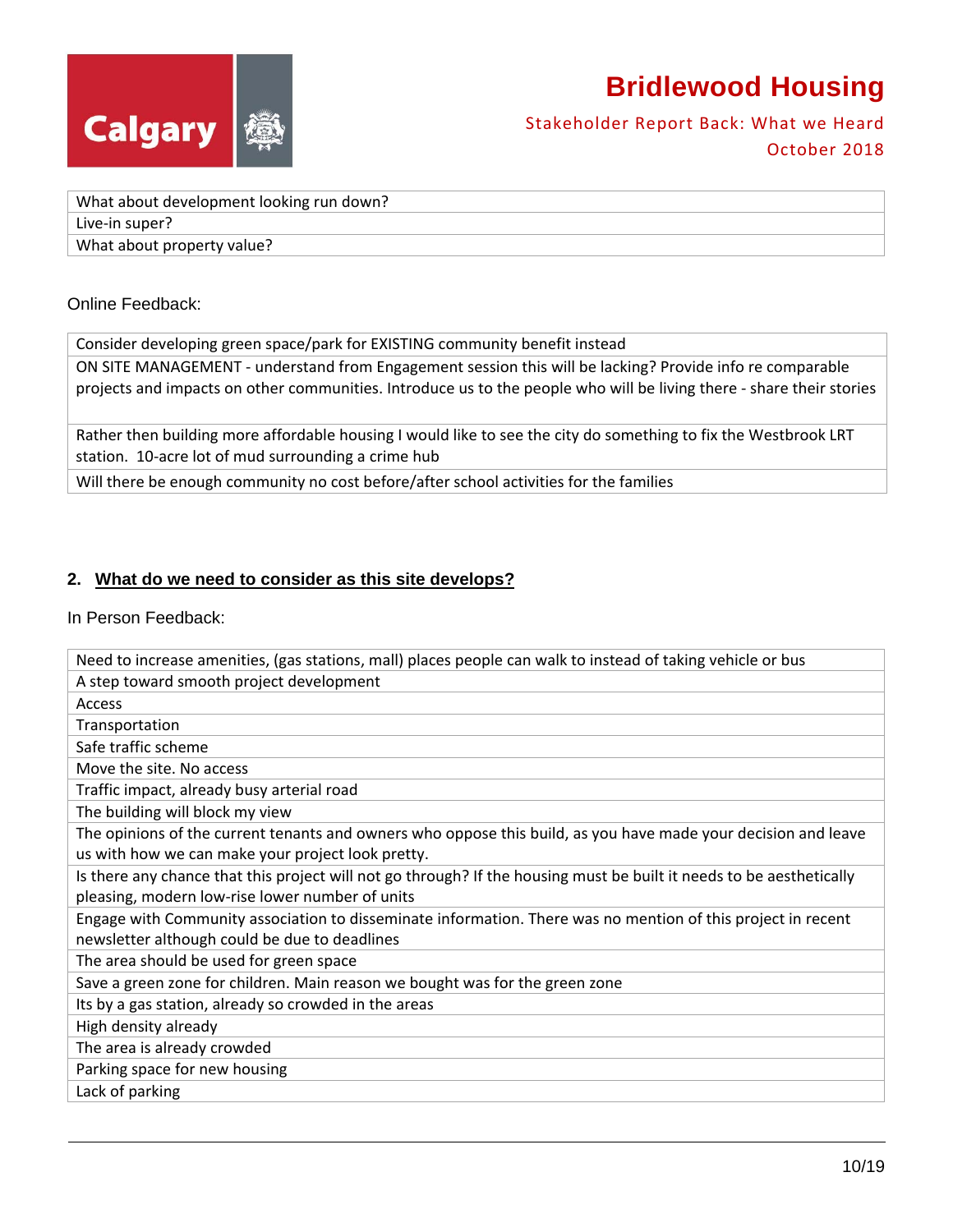| What about development looking run down? |
|---|
| Live-in super? |
| What about property value? |

Online Feedback:

| Consider developing green space/park for EXISTING community benefit instead |
|---|
| ON SITE MANAGEMENT - understand from Engagement session this will be lacking? Provide info re comparable projects and impacts on other communities. Introduce us to the people who will be living there - share their stories |
| Rather then building more affordable housing I would like to see the city do something to fix the Westbrook LRT station. 10-acre lot of mud surrounding a crime hub |
| Will there be enough community no cost before/after school activities for the families |

## 2. What do we need to consider as this site develops?

In Person Feedback:

| Need to increase amenities, (gas stations, mall) places people can walk to instead of taking vehicle or bus |
|---|
| A step toward smooth project development |
| Access |
| Transportation |
| Safe traffic scheme |
| Move the site. No access |
| Traffic impact, already busy arterial road |
| The building will block my view |
| The opinions of the current tenants and owners who oppose this build, as you have made your decision and leave us with how we can make your project look pretty. |
| Is there any chance that this project will not go through? If the housing must be built it needs to be aesthetically pleasing, modern low-rise lower number of units |
| Engage with Community association to disseminate information. There was no mention of this project in recent newsletter although could be due to deadlines |
| The area should be used for green space |
| Save a green zone for children. Main reason we bought was for the green zone |
| Its by a gas station, already so crowded in the areas |
| High density already |
| The area is already crowded |
| Parking space for new housing |
| Lack of parking |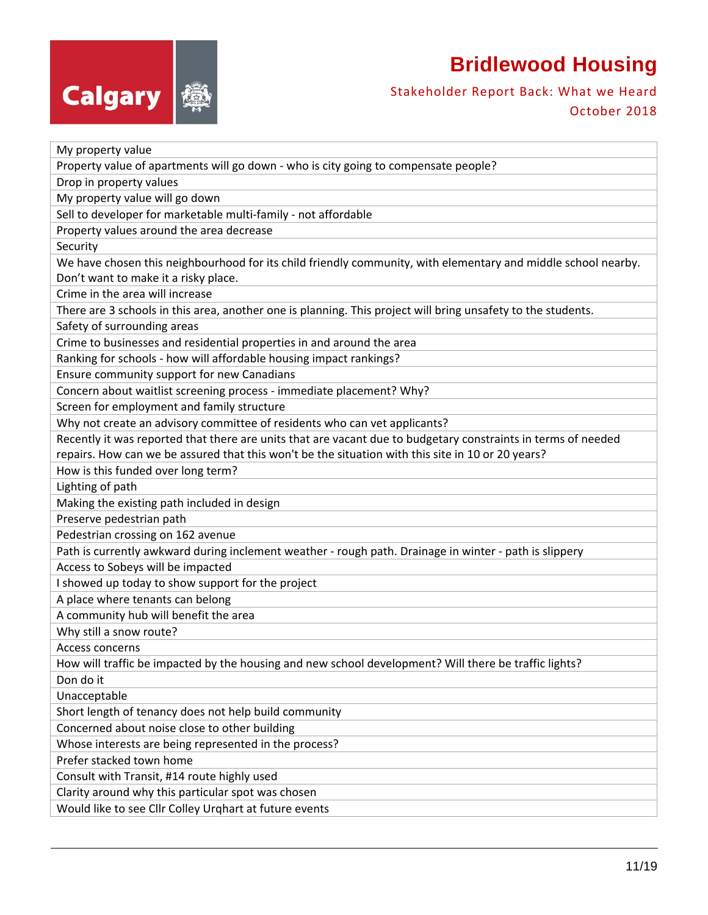| My property value |
| --- |
| Property value of apartments will go down - who is city going to compensate people? |
| Drop in property values |
| My property value will go down |
| Sell to developer for marketable multi-family - not affordable |
| Property values around the area decrease |
| Security |
| We have chosen this neighbourhood for its child friendly community, with elementary and middle school nearby. Don't want to make it a risky place. |
| Crime in the area will increase |
| There are 3 schools in this area, another one is planning. This project will bring unsafety to the students. |
| Safety of surrounding areas |
| Crime to businesses and residential properties in and around the area |
| Ranking for schools - how will affordable housing impact rankings? |
| Ensure community support for new Canadians |
| Concern about waitlist screening process - immediate placement? Why? |
| Screen for employment and family structure |
| Why not create an advisory committee of residents who can vet applicants? |
| Recently it was reported that there are units that are vacant due to budgetary constraints in terms of needed repairs. How can we be assured that this won't be the situation with this site in 10 or 20 years? |
| How is this funded over long term? |
| Lighting of path |
| Making the existing path included in design |
| Preserve pedestrian path |
| Pedestrian crossing on 162 avenue |
| Path is currently awkward during inclement weather - rough path. Drainage in winter - path is slippery |
| Access to Sobeys will be impacted |
| I showed up today to show support for the project |
| A place where tenants can belong |
| A community hub will benefit the area |
| Why still a snow route? |
| Access concerns |
| How will traffic be impacted by the housing and new school development? Will there be traffic lights? |
| Don do it |
| Unacceptable |
| Short length of tenancy does not help build community |
| Concerned about noise close to other building |
| Whose interests are being represented in the process? |
| Prefer stacked town home |
| Consult with Transit, #14 route highly used |
| Clarity around why this particular spot was chosen |
| Would like to see Cllr Colley Urqhart at future events |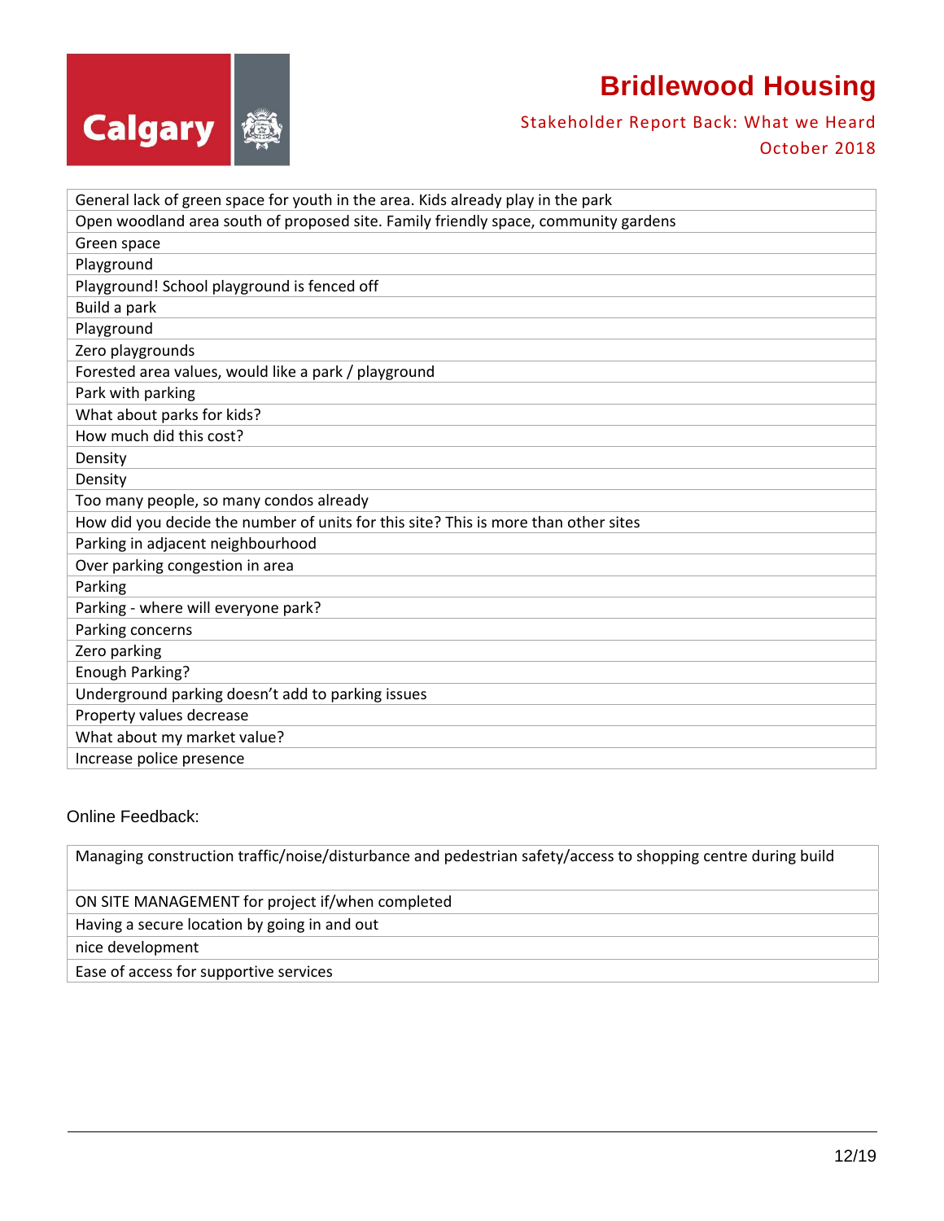| General lack of green space for youth in the area. Kids already play in the park |
|---|
| Open woodland area south of proposed site. Family friendly space, community gardens |
| Green space |
| Playground |
| Playground! School playground is fenced off |
| Build a park |
| Playground |
| Zero playgrounds |
| Forested area values, would like a park / playground |
| Park with parking |
| What about parks for kids? |
| How much did this cost? |
| Density |
| Density |
| Too many people, so many condos already |
| How did you decide the number of units for this site? This is more than other sites |
| Parking in adjacent neighbourhood |
| Over parking congestion in area |
| Parking |
| Parking - where will everyone park? |
| Parking concerns |
| Zero parking |
| Enough Parking? |
| Underground parking doesn't add to parking issues |
| Property values decrease |
| What about my market value? |
| Increase police presence |

Online Feedback:

| Managing construction traffic/noise/disturbance and pedestrian safety/access to shopping centre during build |
|---|
| ON SITE MANAGEMENT for project if/when completed |
| Having a secure location by going in and out |
| nice development |
| Ease of access for supportive services |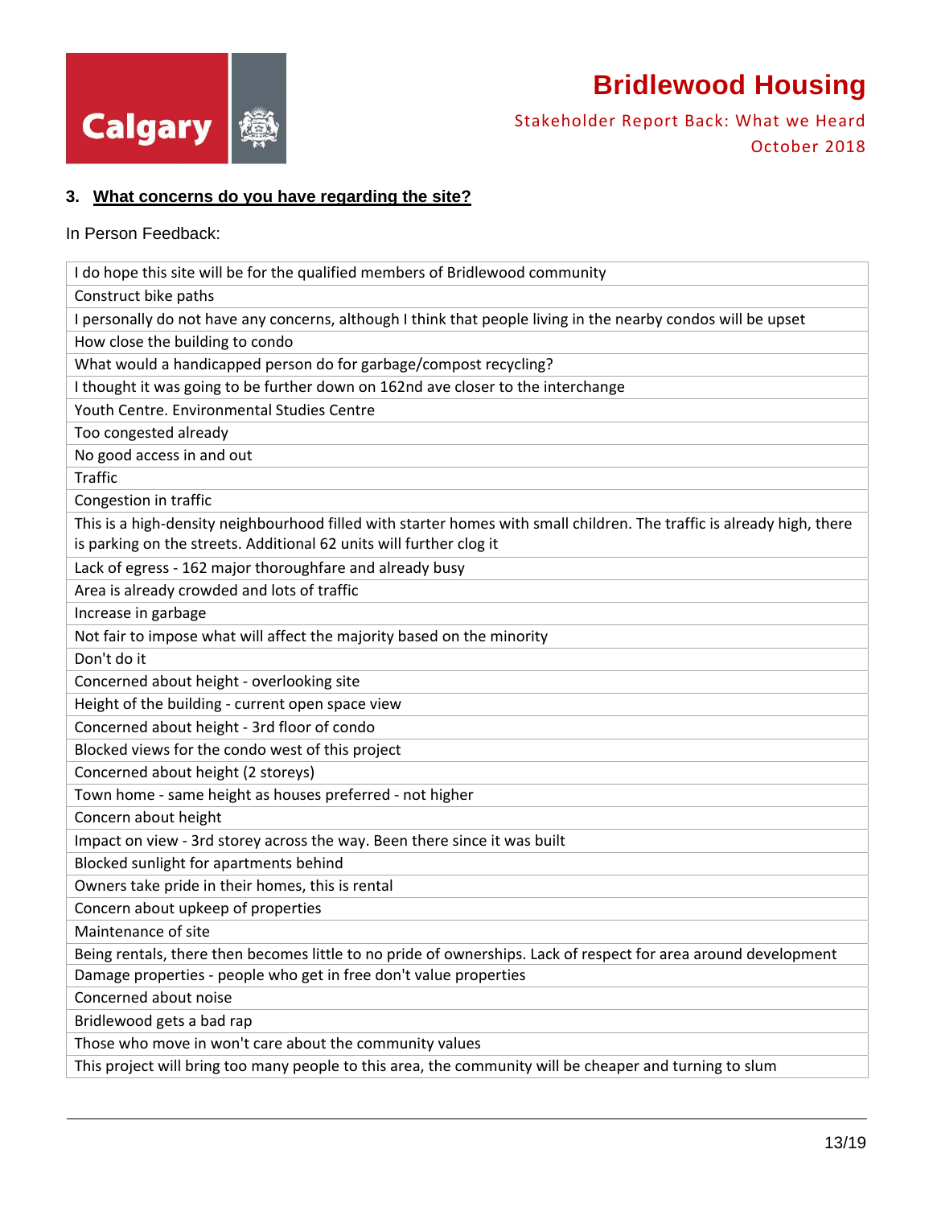### 3. What concerns do you have regarding the site?

In Person Feedback:

| |
|---|
| I do hope this site will be for the qualified members of Bridlewood community |
| Construct bike paths |
| I personally do not have any concerns, although I think that people living in the nearby condos will be upset |
| How close the building to condo |
| What would a handicapped person do for garbage/compost recycling? |
| I thought it was going to be further down on 162nd ave closer to the interchange |
| Youth Centre. Environmental Studies Centre |
| Too congested already |
| No good access in and out |
| Traffic |
| Congestion in traffic |
| This is a high-density neighbourhood filled with starter homes with small children. The traffic is already high, there is parking on the streets. Additional 62 units will further clog it |
| Lack of egress - 162 major thoroughfare and already busy |
| Area is already crowded and lots of traffic |
| Increase in garbage |
| Not fair to impose what will affect the majority based on the minority |
| Don't do it |
| Concerned about height - overlooking site |
| Height of the building - current open space view |
| Concerned about height - 3rd floor of condo |
| Blocked views for the condo west of this project |
| Concerned about height (2 storeys) |
| Town home - same height as houses preferred - not higher |
| Concern about height |
| Impact on view - 3rd storey across the way. Been there since it was built |
| Blocked sunlight for apartments behind |
| Owners take pride in their homes, this is rental |
| Concern about upkeep of properties |
| Maintenance of site |
| Being rentals, there then becomes little to no pride of ownerships. Lack of respect for area around development |
| Damage properties - people who get in free don't value properties |
| Concerned about noise |
| Bridlewood gets a bad rap |
| Those who move in won't care about the community values |
| This project will bring too many people to this area, the community will be cheaper and turning to slum |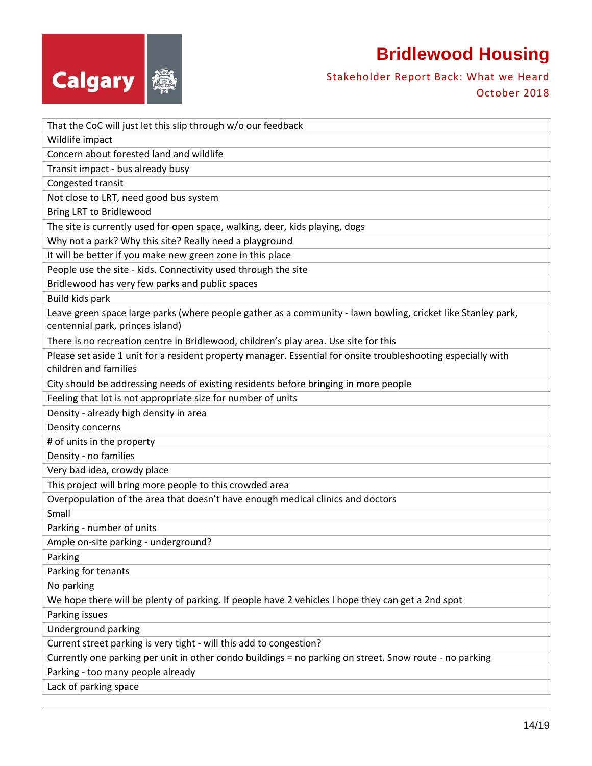| That the CoC will just let this slip through w/o our feedback |
|---|
| Wildlife impact |
| Concern about forested land and wildlife |
| Transit impact - bus already busy |
| Congested transit |
| Not close to LRT, need good bus system |
| Bring LRT to Bridlewood |
| The site is currently used for open space, walking, deer, kids playing, dogs |
| Why not a park? Why this site? Really need a playground |
| It will be better if you make new green zone in this place |
| People use the site - kids. Connectivity used through the site |
| Bridlewood has very few parks and public spaces |
| Build kids park |
| Leave green space large parks (where people gather as a community - lawn bowling, cricket like Stanley park, centennial park, princes island) |
| There is no recreation centre in Bridlewood, children's play area. Use site for this |
| Please set aside 1 unit for a resident property manager. Essential for onsite troubleshooting especially with children and families |
| City should be addressing needs of existing residents before bringing in more people |
| Feeling that lot is not appropriate size for number of units |
| Density - already high density in area |
| Density concerns |
| # of units in the property |
| Density - no families |
| Very bad idea, crowdy place |
| This project will bring more people to this crowded area |
| Overpopulation of the area that doesn't have enough medical clinics and doctors |
| Small |
| Parking - number of units |
| Ample on-site parking - underground? |
| Parking |
| Parking for tenants |
| No parking |
| We hope there will be plenty of parking. If people have 2 vehicles I hope they can get a 2nd spot |
| Parking issues |
| Underground parking |
| Current street parking is very tight - will this add to congestion? |
| Currently one parking per unit in other condo buildings = no parking on street. Snow route - no parking |
| Parking - too many people already |
| Lack of parking space |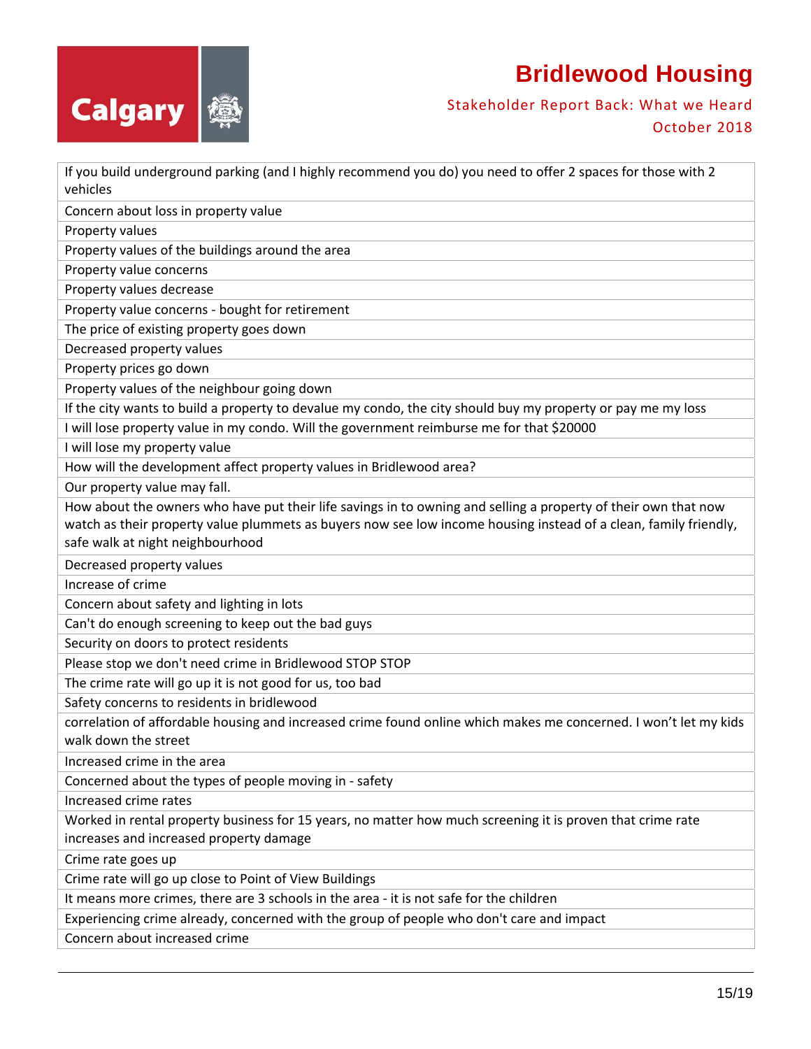| If you build underground parking (and I highly recommend you do) you need to offer 2 spaces for those with 2 vehicles |
|---|
| Concern about loss in property value |
| Property values |
| Property values of the buildings around the area |
| Property value concerns |
| Property values decrease |
| Property value concerns - bought for retirement |
| The price of existing property goes down |
| Decreased property values |
| Property prices go down |
| Property values of the neighbour going down |
| If the city wants to build a property to devalue my condo, the city should buy my property or pay me my loss |
| I will lose property value in my condo. Will the government reimburse me for that $20000 |
| I will lose my property value |
| How will the development affect property values in Bridlewood area? |
| Our property value may fall. |
| How about the owners who have put their life savings in to owning and selling a property of their own that now watch as their property value plummets as buyers now see low income housing instead of a clean, family friendly, safe walk at night neighbourhood |
| Decreased property values |
| Increase of crime |
| Concern about safety and lighting in lots |
| Can't do enough screening to keep out the bad guys |
| Security on doors to protect residents |
| Please stop we don't need crime in Bridlewood STOP STOP |
| The crime rate will go up it is not good for us, too bad |
| Safety concerns to residents in bridlewood |
| correlation of affordable housing and increased crime found online which makes me concerned. I won't let my kids walk down the street |
| Increased crime in the area |
| Concerned about the types of people moving in - safety |
| Increased crime rates |
| Worked in rental property business for 15 years, no matter how much screening it is proven that crime rate increases and increased property damage |
| Crime rate goes up |
| Crime rate will go up close to Point of View Buildings |
| It means more crimes, there are 3 schools in the area - it is not safe for the children |
| Experiencing crime already, concerned with the group of people who don't care and impact |
| Concern about increased crime |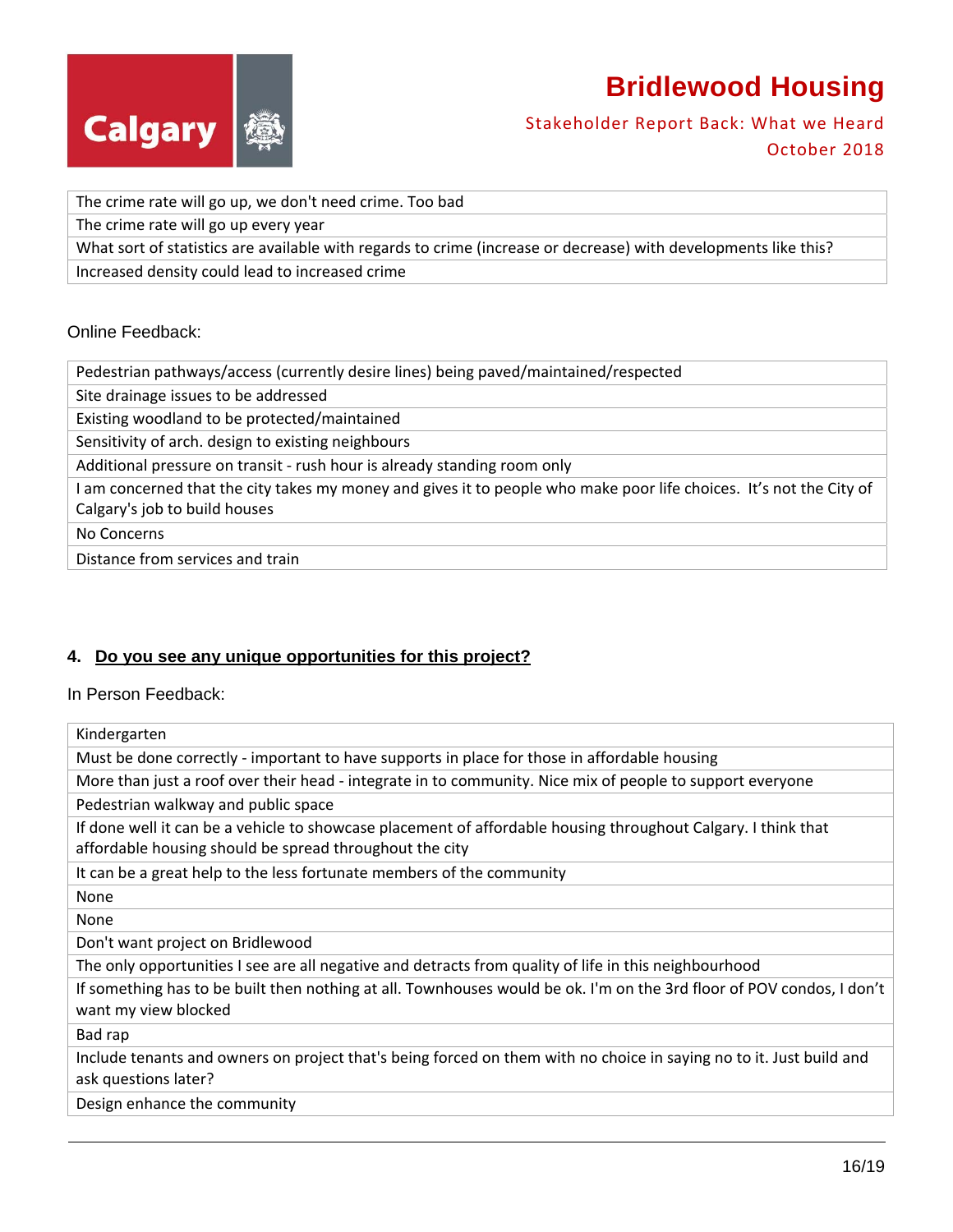| The crime rate will go up, we don't need crime. Too bad |
| --- |
| The crime rate will go up every year |
| What sort of statistics are available with regards to crime (increase or decrease) with developments like this? |
| Increased density could lead to increased crime |

Online Feedback:

| Pedestrian pathways/access (currently desire lines) being paved/maintained/respected |
| --- |
| Site drainage issues to be addressed |
| Existing woodland to be protected/maintained |
| Sensitivity of arch. design to existing neighbours |
| Additional pressure on transit - rush hour is already standing room only |
| I am concerned that the city takes my money and gives it to people who make poor life choices. It's not the City of Calgary's job to build houses |
| No Concerns |
| Distance from services and train |

### 4. Do you see any unique opportunities for this project?

In Person Feedback:

| Kindergarten |
| --- |
| Must be done correctly - important to have supports in place for those in affordable housing |
| More than just a roof over their head - integrate in to community. Nice mix of people to support everyone |
| Pedestrian walkway and public space |
| If done well it can be a vehicle to showcase placement of affordable housing throughout Calgary. I think that affordable housing should be spread throughout the city |
| It can be a great help to the less fortunate members of the community |
| None |
| None |
| Don't want project on Bridlewood |
| The only opportunities I see are all negative and detracts from quality of life in this neighbourhood |
| If something has to be built then nothing at all. Townhouses would be ok. I'm on the 3rd floor of POV condos, I don't want my view blocked |
| Bad rap |
| Include tenants and owners on project that's being forced on them with no choice in saying no to it. Just build and ask questions later? |
| Design enhance the community |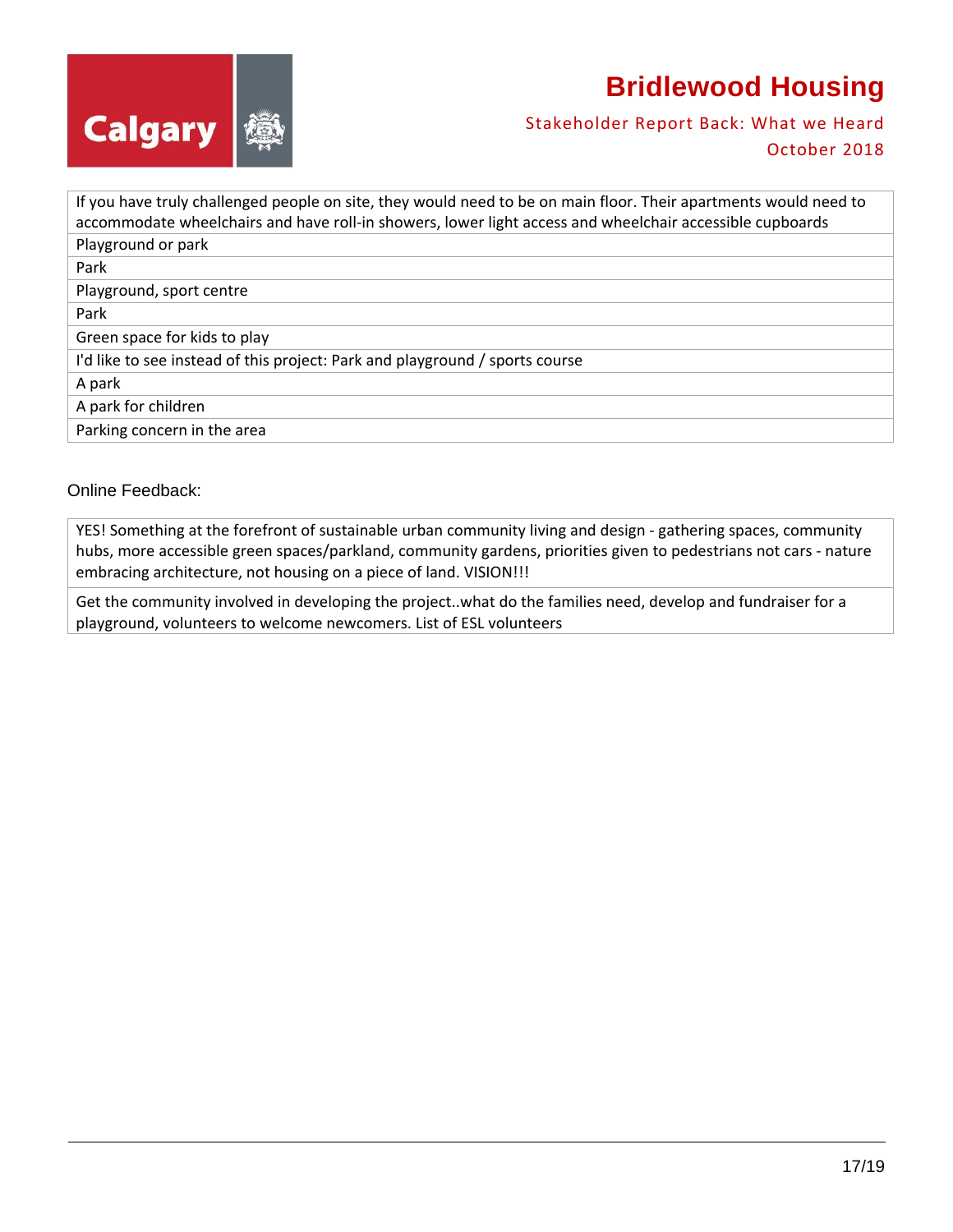| If you have truly challenged people on site, they would need to be on main floor. Their apartments would need to accommodate wheelchairs and have roll-in showers, lower light access and wheelchair accessible cupboards |
|---|
| Playground or park |
| Park |
| Playground, sport centre |
| Park |
| Green space for kids to play |
| I'd like to see instead of this project: Park and playground / sports course |
| A park |
| A park for children |
| Parking concern in the area |

Online Feedback:

| YES! Something at the forefront of sustainable urban community living and design - gathering spaces, community hubs, more accessible green spaces/parkland, community gardens, priorities given to pedestrians not cars - nature embracing architecture, not housing on a piece of land. VISION!!! |
|---|
| Get the community involved in developing the project..what do the families need, develop and fundraiser for a playground, volunteers to welcome newcomers. List of ESL volunteers |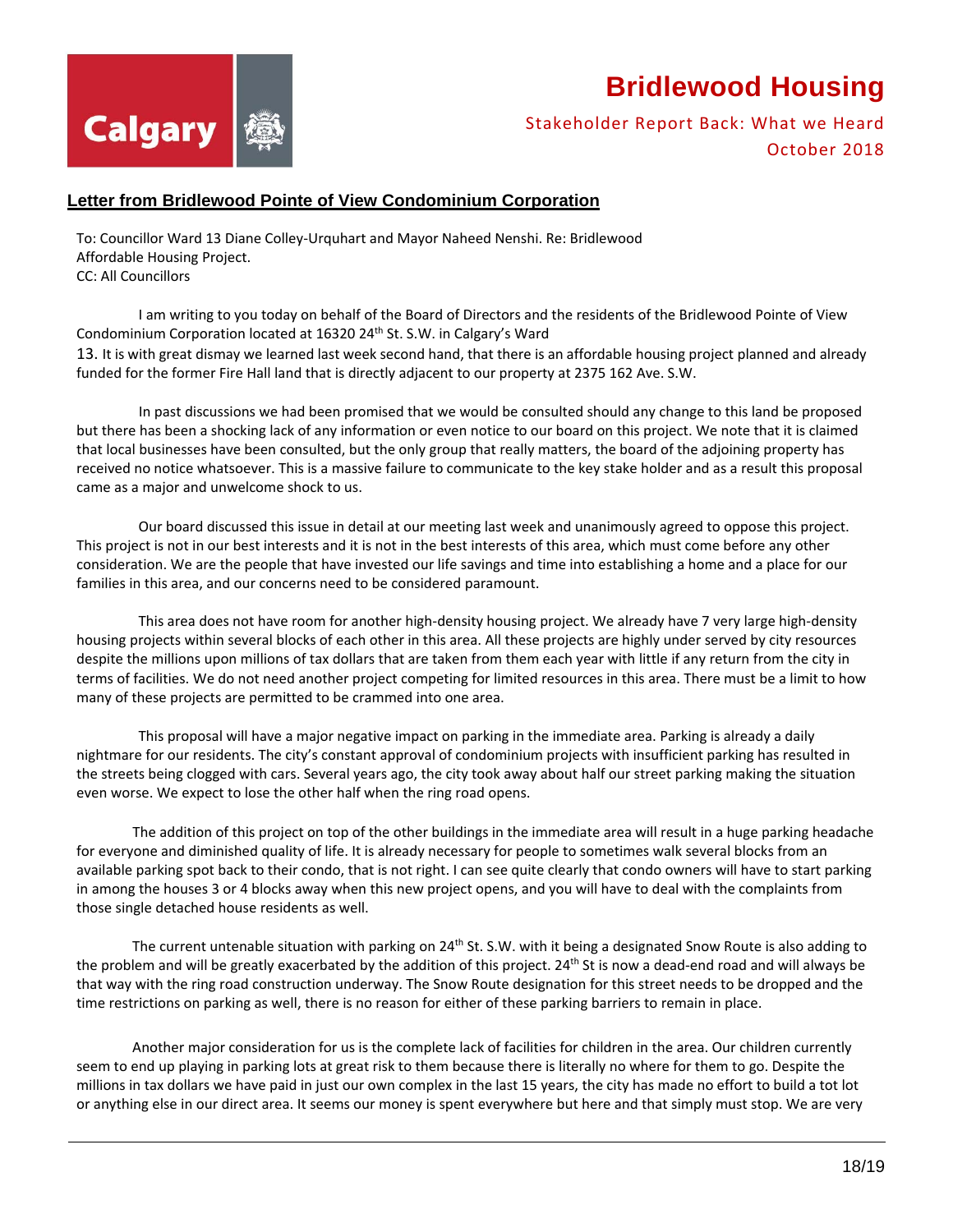## Letter from Bridlewood Pointe of View Condominium Corporation

To: Councillor Ward 13 Diane Colley-Urquhart and Mayor Naheed Nenshi. Re: Bridlewood Affordable Housing Project.
CC: All Councillors

I am writing to you today on behalf of the Board of Directors and the residents of the Bridlewood Pointe of View Condominium Corporation located at 16320 24th St. S.W. in Calgary's Ward 13. It is with great dismay we learned last week second hand, that there is an affordable housing project planned and already funded for the former Fire Hall land that is directly adjacent to our property at 2375 162 Ave. S.W.

In past discussions we had been promised that we would be consulted should any change to this land be proposed but there has been a shocking lack of any information or even notice to our board on this project. We note that it is claimed that local businesses have been consulted, but the only group that really matters, the board of the adjoining property has received no notice whatsoever. This is a massive failure to communicate to the key stake holder and as a result this proposal came as a major and unwelcome shock to us.

Our board discussed this issue in detail at our meeting last week and unanimously agreed to oppose this project. This project is not in our best interests and it is not in the best interests of this area, which must come before any other consideration. We are the people that have invested our life savings and time into establishing a home and a place for our families in this area, and our concerns need to be considered paramount.

This area does not have room for another high-density housing project. We already have 7 very large high-density housing projects within several blocks of each other in this area. All these projects are highly under served by city resources despite the millions upon millions of tax dollars that are taken from them each year with little if any return from the city in terms of facilities. We do not need another project competing for limited resources in this area. There must be a limit to how many of these projects are permitted to be crammed into one area.

This proposal will have a major negative impact on parking in the immediate area. Parking is already a daily nightmare for our residents. The city's constant approval of condominium projects with insufficient parking has resulted in the streets being clogged with cars. Several years ago, the city took away about half our street parking making the situation even worse. We expect to lose the other half when the ring road opens.

The addition of this project on top of the other buildings in the immediate area will result in a huge parking headache for everyone and diminished quality of life. It is already necessary for people to sometimes walk several blocks from an available parking spot back to their condo, that is not right. I can see quite clearly that condo owners will have to start parking in among the houses 3 or 4 blocks away when this new project opens, and you will have to deal with the complaints from those single detached house residents as well.

The current untenable situation with parking on 24th St. S.W. with it being a designated Snow Route is also adding to the problem and will be greatly exacerbated by the addition of this project. 24th St is now a dead-end road and will always be that way with the ring road construction underway. The Snow Route designation for this street needs to be dropped and the time restrictions on parking as well, there is no reason for either of these parking barriers to remain in place.

Another major consideration for us is the complete lack of facilities for children in the area. Our children currently seem to end up playing in parking lots at great risk to them because there is literally no where for them to go. Despite the millions in tax dollars we have paid in just our own complex in the last 15 years, the city has made no effort to build a tot lot or anything else in our direct area. It seems our money is spent everywhere but here and that simply must stop. We are very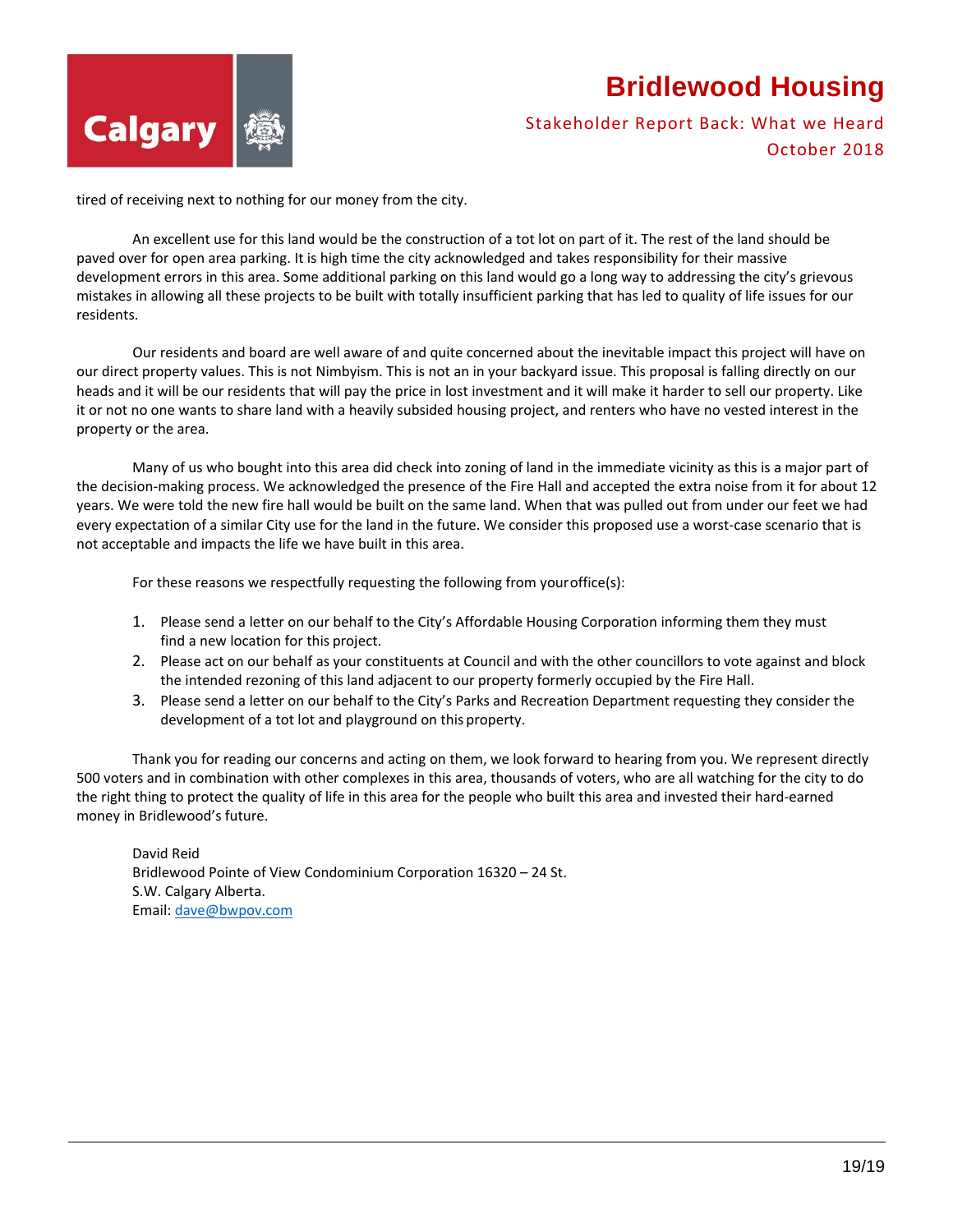tired of receiving next to nothing for our money from the city.

An excellent use for this land would be the construction of a tot lot on part of it. The rest of the land should be paved over for open area parking. It is high time the city acknowledged and takes responsibility for their massive development errors in this area. Some additional parking on this land would go a long way to addressing the city's grievous mistakes in allowing all these projects to be built with totally insufficient parking that has led to quality of life issues for our residents.

Our residents and board are well aware of and quite concerned about the inevitable impact this project will have on our direct property values. This is not Nimbyism. This is not an in your backyard issue. This proposal is falling directly on our heads and it will be our residents that will pay the price in lost investment and it will make it harder to sell our property. Like it or not no one wants to share land with a heavily subsided housing project, and renters who have no vested interest in the property or the area.

Many of us who bought into this area did check into zoning of land in the immediate vicinity as this is a major part of the decision-making process. We acknowledged the presence of the Fire Hall and accepted the extra noise from it for about 12 years. We were told the new fire hall would be built on the same land. When that was pulled out from under our feet we had every expectation of a similar City use for the land in the future. We consider this proposed use a worst-case scenario that is not acceptable and impacts the life we have built in this area.

For these reasons we respectfully requesting the following from your office(s):

1. Please send a letter on our behalf to the City's Affordable Housing Corporation informing them they must find a new location for this project.
2. Please act on our behalf as your constituents at Council and with the other councillors to vote against and block the intended rezoning of this land adjacent to our property formerly occupied by the Fire Hall.
3. Please send a letter on our behalf to the City's Parks and Recreation Department requesting they consider the development of a tot lot and playground on this property.

Thank you for reading our concerns and acting on them, we look forward to hearing from you. We represent directly 500 voters and in combination with other complexes in this area, thousands of voters, who are all watching for the city to do the right thing to protect the quality of life in this area for the people who built this area and invested their hard-earned money in Bridlewood's future.

David Reid
Bridlewood Pointe of View Condominium Corporation 16320 – 24 St.
S.W. Calgary Alberta.
Email: dave@bwpov.com